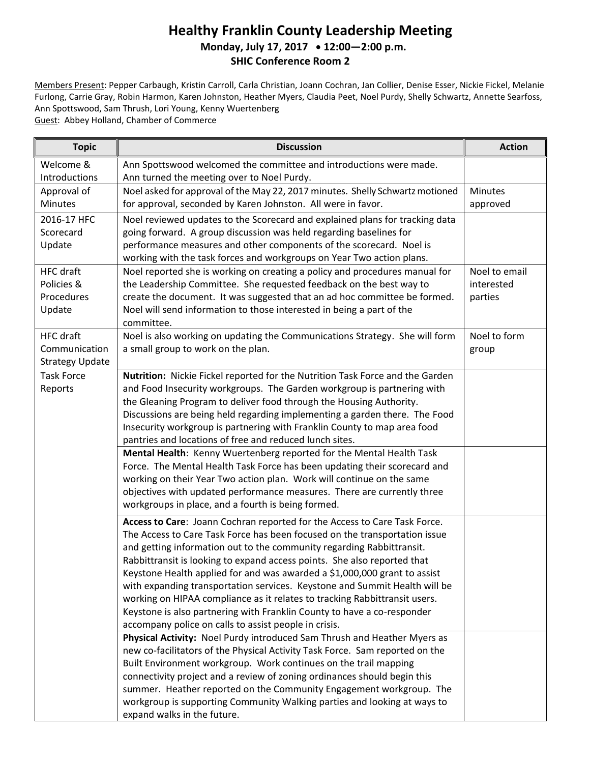# Healthy Franklin County Leadership Meeting

**Monday, July 17, 2017 • 12:00—2:00 p.m.**

**SHIC Conference Room 2**

Members Present: Pepper Carbaugh, Kristin Carroll, Carla Christian, Joann Cochran, Jan Collier, Denise Esser, Nickie Fickel, Melanie Furlong, Carrie Gray, Robin Harmon, Karen Johnston, Heather Myers, Claudia Peet, Noel Purdy, Shelly Schwartz, Annette Searfoss, Ann Spottswood, Sam Thrush, Lori Young, Kenny Wuertenberg

Guest: Abbey Holland, Chamber of Commerce

| Topic | Discussion | Action |
|---|---|---|
| Welcome & Introductions | Ann Spottswood welcomed the committee and introductions were made. Ann turned the meeting over to Noel Purdy. | |
| Approval of Minutes | Noel asked for approval of the May 22, 2017 minutes. Shelly Schwartz motioned for approval, seconded by Karen Johnston. All were in favor. | Minutes approved |
| 2016-17 HFC Scorecard Update | Noel reviewed updates to the Scorecard and explained plans for tracking data going forward. A group discussion was held regarding baselines for performance measures and other components of the scorecard. Noel is working with the task forces and workgroups on Year Two action plans. | |
| HFC draft Policies & Procedures Update | Noel reported she is working on creating a policy and procedures manual for the Leadership Committee. She requested feedback on the best way to create the document. It was suggested that an ad hoc committee be formed. Noel will send information to those interested in being a part of the committee. | Noel to email interested parties |
| HFC draft Communication Strategy Update | Noel is also working on updating the Communications Strategy. She will form a small group to work on the plan. | Noel to form group |
| Task Force Reports | **Nutrition:** Nickie Fickel reported for the Nutrition Task Force and the Garden and Food Insecurity workgroups. The Garden workgroup is partnering with the Gleaning Program to deliver food through the Housing Authority. Discussions are being held regarding implementing a garden there. The Food Insecurity workgroup is partnering with Franklin County to map area food pantries and locations of free and reduced lunch sites. | |
| | **Mental Health**: Kenny Wuertenberg reported for the Mental Health Task Force. The Mental Health Task Force has been updating their scorecard and working on their Year Two action plan. Work will continue on the same objectives with updated performance measures. There are currently three workgroups in place, and a fourth is being formed. | |
| | **Access to Care**: Joann Cochran reported for the Access to Care Task Force. The Access to Care Task Force has been focused on the transportation issue and getting information out to the community regarding Rabbittransit. Rabbittransit is looking to expand access points. She also reported that Keystone Health applied for and was awarded a $1,000,000 grant to assist with expanding transportation services. Keystone and Summit Health will be working on HIPAA compliance as it relates to tracking Rabbittransit users. Keystone is also partnering with Franklin County to have a co-responder accompany police on calls to assist people in crisis. | |
| | **Physical Activity:** Noel Purdy introduced Sam Thrush and Heather Myers as new co-facilitators of the Physical Activity Task Force. Sam reported on the Built Environment workgroup. Work continues on the trail mapping connectivity project and a review of zoning ordinances should begin this summer. Heather reported on the Community Engagement workgroup. The workgroup is supporting Community Walking parties and looking at ways to expand walks in the future. | |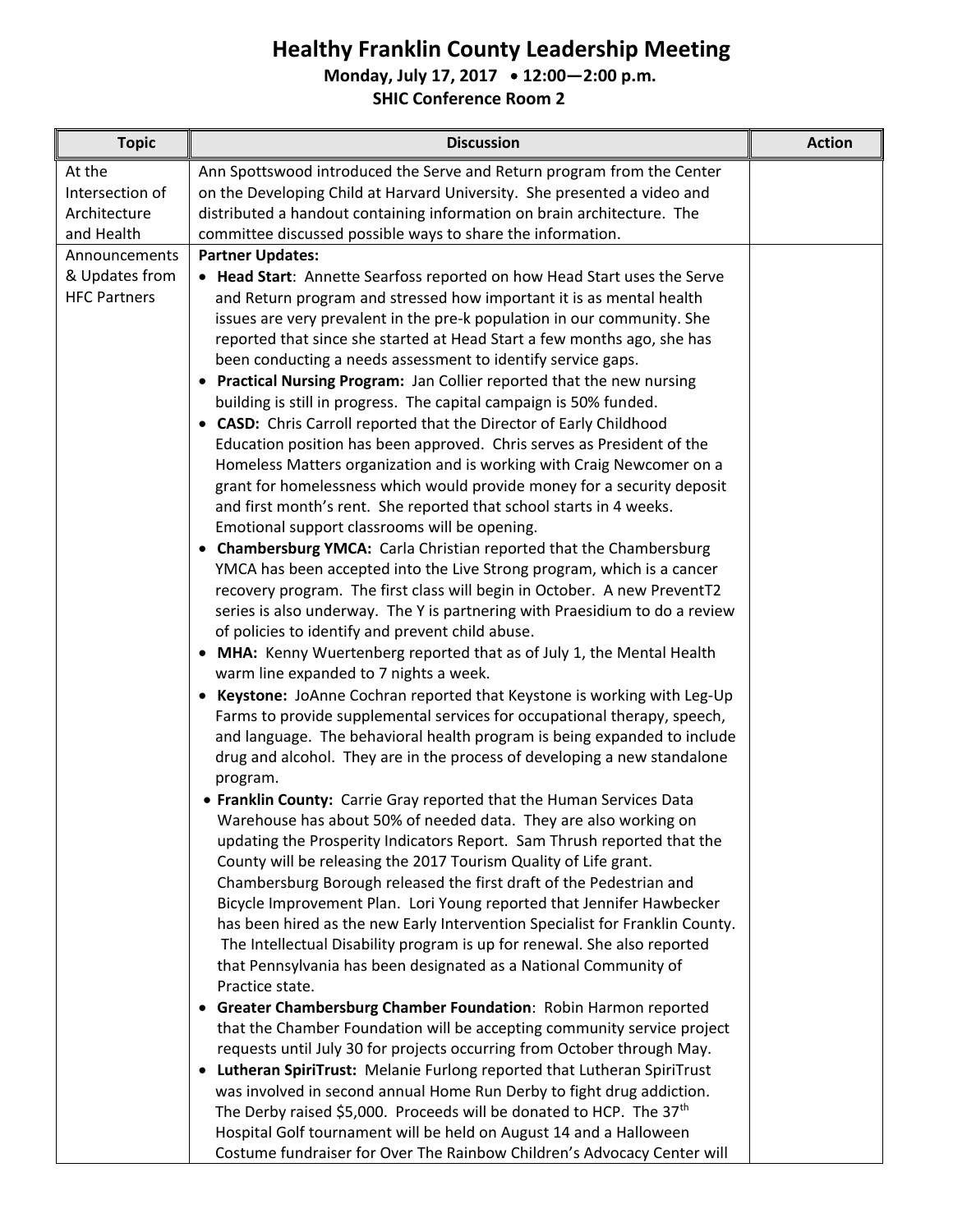# Healthy Franklin County Leadership Meeting

**Monday, July 17, 2017 • 12:00—2:00 p.m.**

**SHIC Conference Room 2**

| Topic | Discussion | Action |
|---|---|---|
| At the Intersection of Architecture and Health | Ann Spottswood introduced the Serve and Return program from the Center on the Developing Child at Harvard University. She presented a video and distributed a handout containing information on brain architecture. The committee discussed possible ways to share the information. | |
| Announcements & Updates from HFC Partners | **Partner Updates:**<br>• **Head Start**: Annette Searfoss reported on how Head Start uses the Serve and Return program and stressed how important it is as mental health issues are very prevalent in the pre-k population in our community. She reported that since she started at Head Start a few months ago, she has been conducting a needs assessment to identify service gaps.<br>• **Practical Nursing Program:** Jan Collier reported that the new nursing building is still in progress. The capital campaign is 50% funded.<br>• **CASD:** Chris Carroll reported that the Director of Early Childhood Education position has been approved. Chris serves as President of the Homeless Matters organization and is working with Craig Newcomer on a grant for homelessness which would provide money for a security deposit and first month's rent. She reported that school starts in 4 weeks. Emotional support classrooms will be opening.<br>• **Chambersburg YMCA:** Carla Christian reported that the Chambersburg YMCA has been accepted into the Live Strong program, which is a cancer recovery program. The first class will begin in October. A new PreventT2 series is also underway. The Y is partnering with Praesidium to do a review of policies to identify and prevent child abuse.<br>• **MHA:** Kenny Wuertenberg reported that as of July 1, the Mental Health warm line expanded to 7 nights a week.<br>• **Keystone:** JoAnne Cochran reported that Keystone is working with Leg-Up Farms to provide supplemental services for occupational therapy, speech, and language. The behavioral health program is being expanded to include drug and alcohol. They are in the process of developing a new standalone program.<br>• **Franklin County:** Carrie Gray reported that the Human Services Data Warehouse has about 50% of needed data. They are also working on updating the Prosperity Indicators Report. Sam Thrush reported that the County will be releasing the 2017 Tourism Quality of Life grant. Chambersburg Borough released the first draft of the Pedestrian and Bicycle Improvement Plan. Lori Young reported that Jennifer Hawbecker has been hired as the new Early Intervention Specialist for Franklin County. The Intellectual Disability program is up for renewal. She also reported that Pennsylvania has been designated as a National Community of Practice state.<br>• **Greater Chambersburg Chamber Foundation**: Robin Harmon reported that the Chamber Foundation will be accepting community service project requests until July 30 for projects occurring from October through May.<br>• **Lutheran SpiriTrust:** Melanie Furlong reported that Lutheran SpiriTrust was involved in second annual Home Run Derby to fight drug addiction. The Derby raised $5,000. Proceeds will be donated to HCP. The 37th Hospital Golf tournament will be held on August 14 and a Halloween Costume fundraiser for Over The Rainbow Children's Advocacy Center will | |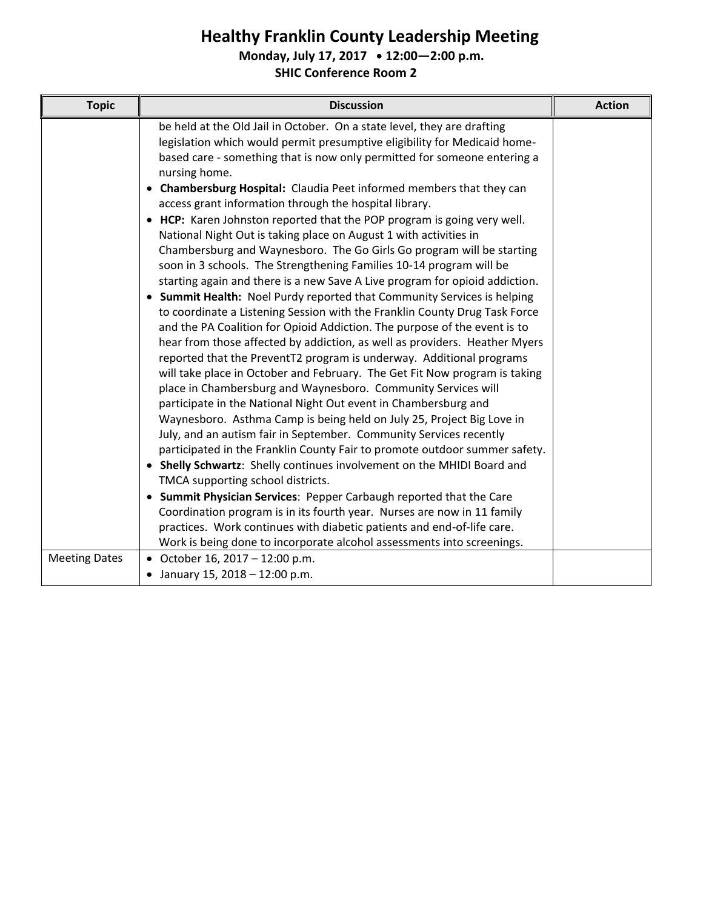# Healthy Franklin County Leadership Meeting

**Monday, July 17, 2017 • 12:00—2:00 p.m.**

**SHIC Conference Room 2**

| Topic | Discussion | Action |
|---|---|---|
| | be held at the Old Jail in October. On a state level, they are drafting legislation which would permit presumptive eligibility for Medicaid home-based care - something that is now only permitted for someone entering a nursing home.<br>• **Chambersburg Hospital:** Claudia Peet informed members that they can access grant information through the hospital library.<br>• **HCP:** Karen Johnston reported that the POP program is going very well. National Night Out is taking place on August 1 with activities in Chambersburg and Waynesboro. The Go Girls Go program will be starting soon in 3 schools. The Strengthening Families 10-14 program will be starting again and there is a new Save A Live program for opioid addiction.<br>• **Summit Health:** Noel Purdy reported that Community Services is helping to coordinate a Listening Session with the Franklin County Drug Task Force and the PA Coalition for Opioid Addiction. The purpose of the event is to hear from those affected by addiction, as well as providers. Heather Myers reported that the PreventT2 program is underway. Additional programs will take place in October and February. The Get Fit Now program is taking place in Chambersburg and Waynesboro. Community Services will participate in the National Night Out event in Chambersburg and Waynesboro. Asthma Camp is being held on July 25, Project Big Love in July, and an autism fair in September. Community Services recently participated in the Franklin County Fair to promote outdoor summer safety.<br>• **Shelly Schwartz**: Shelly continues involvement on the MHIDI Board and TMCA supporting school districts.<br>• **Summit Physician Services**: Pepper Carbaugh reported that the Care Coordination program is in its fourth year. Nurses are now in 11 family practices. Work continues with diabetic patients and end-of-life care. Work is being done to incorporate alcohol assessments into screenings. | |
| Meeting Dates | • October 16, 2017 – 12:00 p.m.<br>• January 15, 2018 – 12:00 p.m. | |